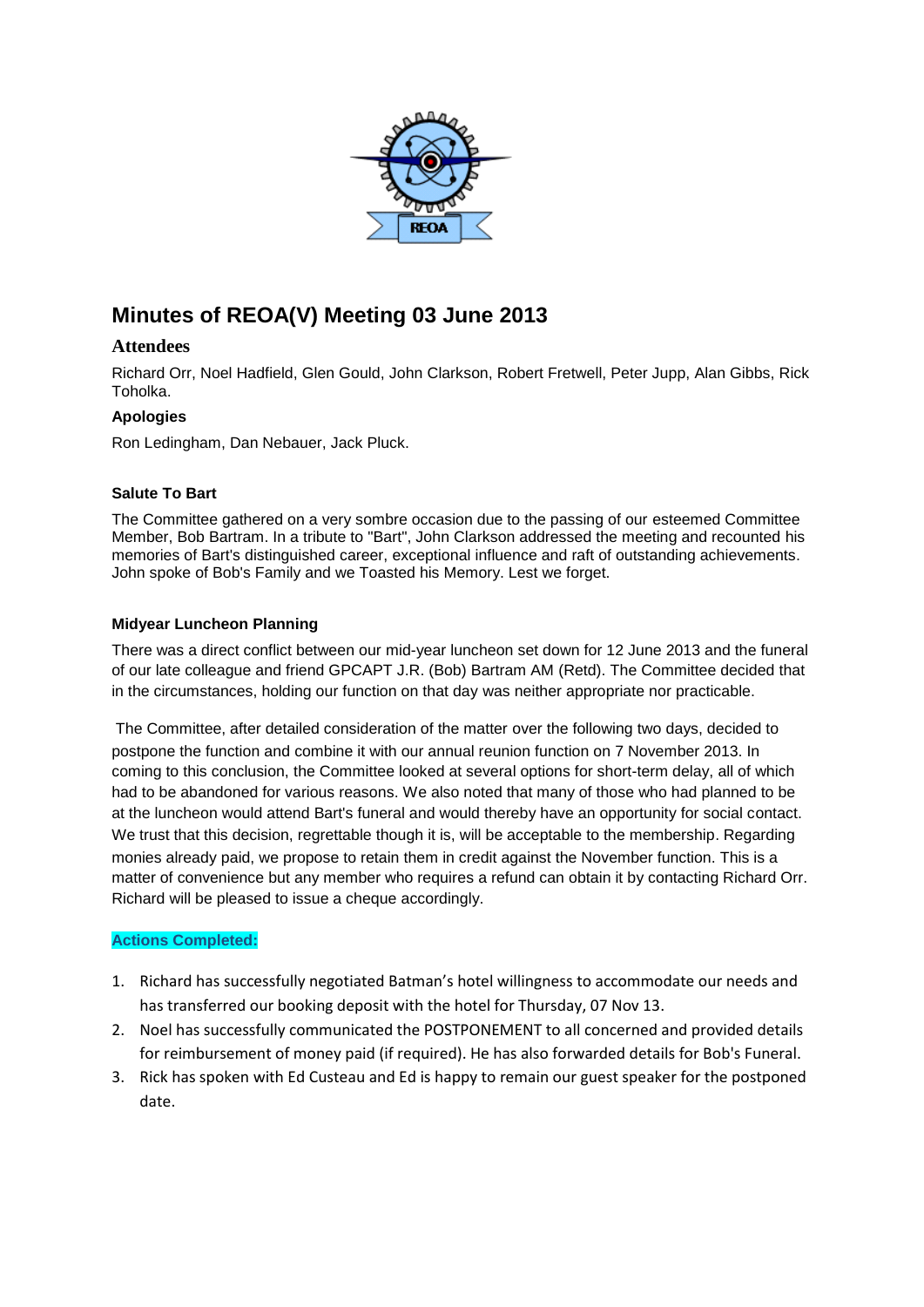# Minutes of REOA(V) Meeting 03 June 2013

## Attendees

Richard Orr, Noel Hadfield, Glen Gould, John Clarkson, Robert Fretwell, Peter Jupp, Alan Gibbs, Rick Toholka.

### Apologies

Ron Ledingham, Dan Nebauer, Jack Pluck.

### Salute To Bart

The Committee gathered on a very sombre occasion due to the passing of our esteemed Committee Member, Bob Bartram. In a tribute to "Bart", John Clarkson addressed the meeting and recounted his memories of Bart's distinguished career, exceptional influence and raft of outstanding achievements. John spoke of Bob's Family and we Toasted his Memory. Lest we forget.

### Midyear Luncheon Planning

There was a direct conflict between our mid-year luncheon set down for 12 June 2013 and the funeral of our late colleague and friend GPCAPT J.R. (Bob) Bartram AM (Retd). The Committee decided that in the circumstances, holding our function on that day was neither appropriate nor practicable.

The Committee, after detailed consideration of the matter over the following two days, decided to postpone the function and combine it with our annual reunion function on 7 November 2013. In coming to this conclusion, the Committee looked at several options for short-term delay, all of which had to be abandoned for various reasons. We also noted that many of those who had planned to be at the luncheon would attend Bart's funeral and would thereby have an opportunity for social contact. We trust that this decision, regrettable though it is, will be acceptable to the membership. Regarding monies already paid, we propose to retain them in credit against the November function. This is a matter of convenience but any member who requires a refund can obtain it by contacting Richard Orr. Richard will be pleased to issue a cheque accordingly.

**Actions Completed:**

1. Richard has successfully negotiated Batman's hotel willingness to accommodate our needs and has transferred our booking deposit with the hotel for Thursday, 07 Nov 13.
2. Noel has successfully communicated the POSTPONEMENT to all concerned and provided details for reimbursement of money paid (if required). He has also forwarded details for Bob's Funeral.
3. Rick has spoken with Ed Custeau and Ed is happy to remain our guest speaker for the postponed date.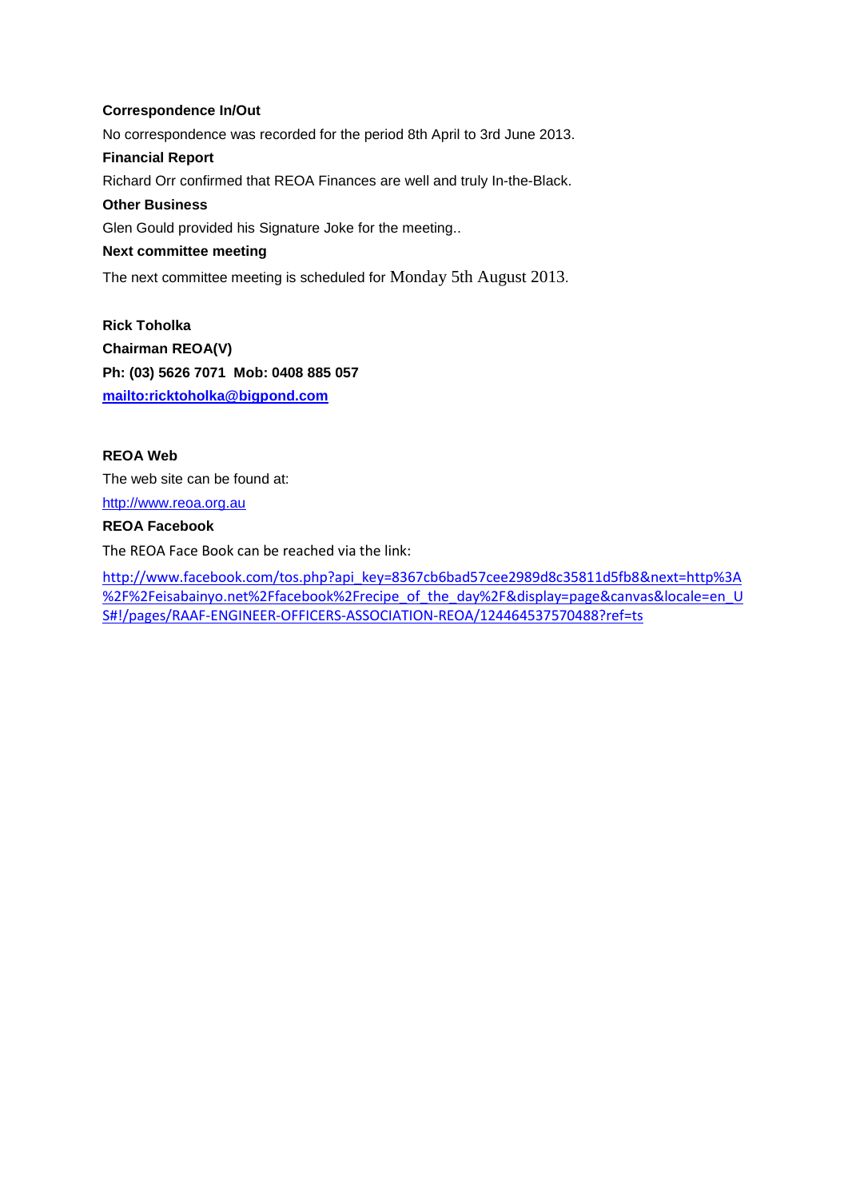**Correspondence In/Out**

No correspondence was recorded for the period 8th April to 3rd June 2013.

**Financial Report**

Richard Orr confirmed that REOA Finances are well and truly In-the-Black.

**Other Business**

Glen Gould provided his Signature Joke for the meeting..

**Next committee meeting**

The next committee meeting is scheduled for Monday 5th August 2013.

**Rick Toholka**
**Chairman REOA(V)**
**Ph: (03) 5626 7071 Mob: 0408 885 057**
**mailto:ricktoholka@bigpond.com**

**REOA Web**

The web site can be found at:

http://www.reoa.org.au

**REOA Facebook**

The REOA Face Book can be reached via the link:

http://www.facebook.com/tos.php?api_key=8367cb6bad57cee2989d8c35811d5fb8&next=http%3A%2F%2Feisabainyo.net%2Ffacebook%2Frecipe_of_the_day%2F&display=page&canvas&locale=en_US#!/pages/RAAF-ENGINEER-OFFICERS-ASSOCIATION-REOA/124464537570488?ref=ts